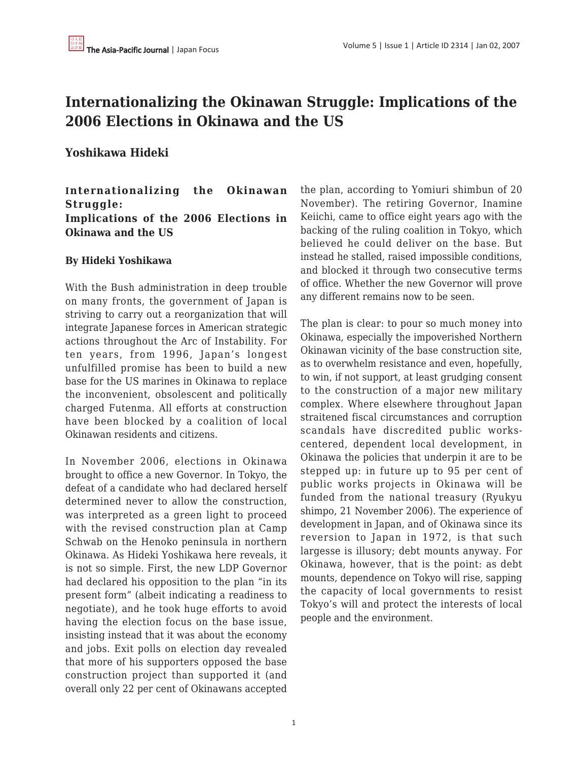# Internationalizing the Okinawan Struggle: Implications of the 2006 Elections in Okinawa and the US

## Yoshikawa Hideki

**Internationalizing the Okinawan Struggle: Implications of the 2006 Elections in Okinawa and the US**

**By Hideki Yoshikawa**

With the Bush administration in deep trouble on many fronts, the government of Japan is striving to carry out a reorganization that will integrate Japanese forces in American strategic actions throughout the Arc of Instability. For ten years, from 1996, Japan's longest unfulfilled promise has been to build a new base for the US marines in Okinawa to replace the inconvenient, obsolescent and politically charged Futenma. All efforts at construction have been blocked by a coalition of local Okinawan residents and citizens.

In November 2006, elections in Okinawa brought to office a new Governor. In Tokyo, the defeat of a candidate who had declared herself determined never to allow the construction, was interpreted as a green light to proceed with the revised construction plan at Camp Schwab on the Henoko peninsula in northern Okinawa. As Hideki Yoshikawa here reveals, it is not so simple. First, the new LDP Governor had declared his opposition to the plan "in its present form" (albeit indicating a readiness to negotiate), and he took huge efforts to avoid having the election focus on the base issue, insisting instead that it was about the economy and jobs. Exit polls on election day revealed that more of his supporters opposed the base construction project than supported it (and overall only 22 per cent of Okinawans accepted the plan, according to Yomiuri shimbun of 20 November). The retiring Governor, Inamine Keiichi, came to office eight years ago with the backing of the ruling coalition in Tokyo, which believed he could deliver on the base. But instead he stalled, raised impossible conditions, and blocked it through two consecutive terms of office. Whether the new Governor will prove any different remains now to be seen.

The plan is clear: to pour so much money into Okinawa, especially the impoverished Northern Okinawan vicinity of the base construction site, as to overwhelm resistance and even, hopefully, to win, if not support, at least grudging consent to the construction of a major new military complex. Where elsewhere throughout Japan straitened fiscal circumstances and corruption scandals have discredited public works-centered, dependent local development, in Okinawa the policies that underpin it are to be stepped up: in future up to 95 per cent of public works projects in Okinawa will be funded from the national treasury (Ryukyu shimpo, 21 November 2006). The experience of development in Japan, and of Okinawa since its reversion to Japan in 1972, is that such largesse is illusory; debt mounts anyway. For Okinawa, however, that is the point: as debt mounts, dependence on Tokyo will rise, sapping the capacity of local governments to resist Tokyo's will and protect the interests of local people and the environment.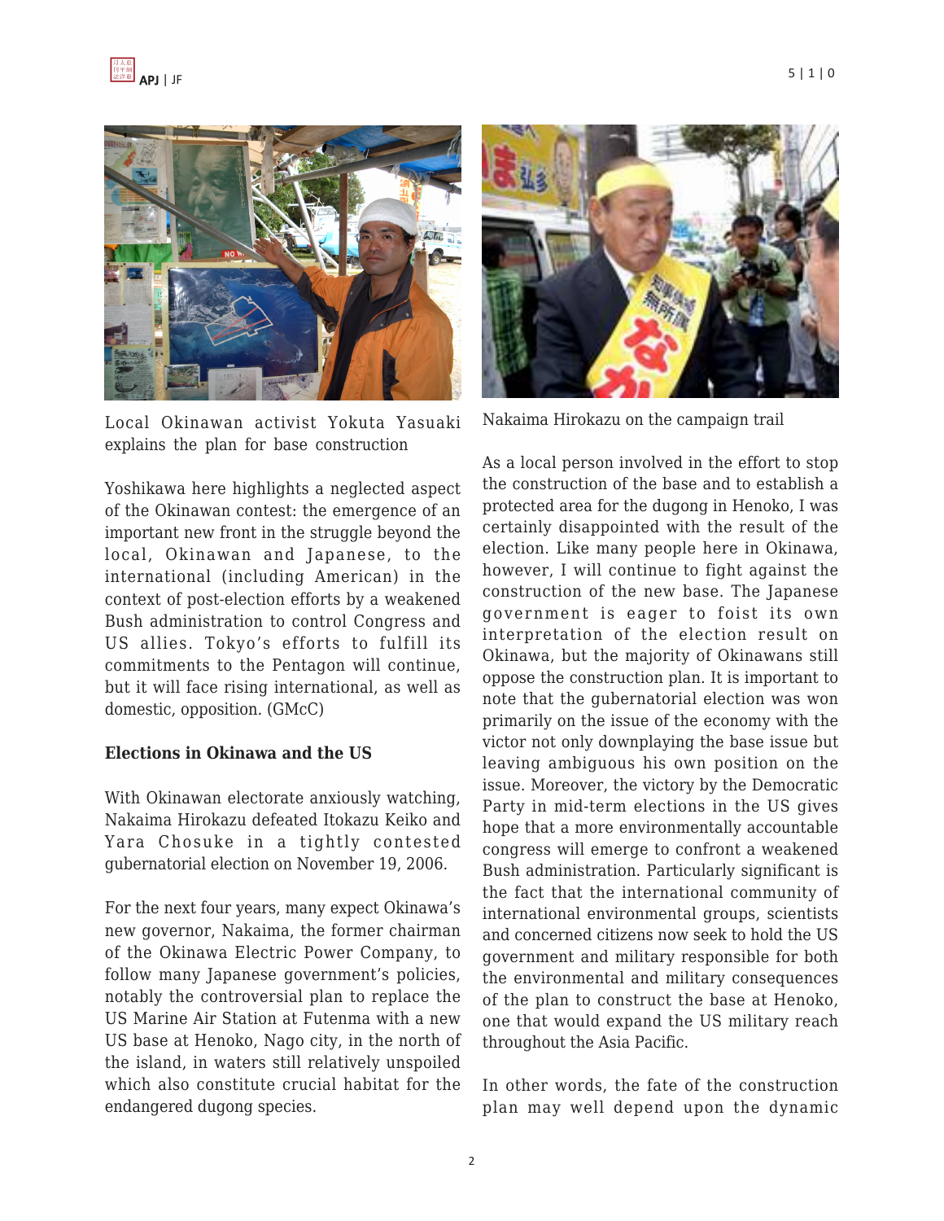Local Okinawan activist Yokuta Yasuaki explains the plan for base construction

Nakaima Hirokazu on the campaign trail

Yoshikawa here highlights a neglected aspect of the Okinawan contest: the emergence of an important new front in the struggle beyond the local, Okinawan and Japanese, to the international (including American) in the context of post-election efforts by a weakened Bush administration to control Congress and US allies. Tokyo's efforts to fulfill its commitments to the Pentagon will continue, but it will face rising international, as well as domestic, opposition. (GMcC)

**Elections in Okinawa and the US**

With Okinawan electorate anxiously watching, Nakaima Hirokazu defeated Itokazu Keiko and Yara Chosuke in a tightly contested gubernatorial election on November 19, 2006.

For the next four years, many expect Okinawa's new governor, Nakaima, the former chairman of the Okinawa Electric Power Company, to follow many Japanese government's policies, notably the controversial plan to replace the US Marine Air Station at Futenma with a new US base at Henoko, Nago city, in the north of the island, in waters still relatively unspoiled which also constitute crucial habitat for the endangered dugong species.

As a local person involved in the effort to stop the construction of the base and to establish a protected area for the dugong in Henoko, I was certainly disappointed with the result of the election. Like many people here in Okinawa, however, I will continue to fight against the construction of the new base. The Japanese government is eager to foist its own interpretation of the election result on Okinawa, but the majority of Okinawans still oppose the construction plan. It is important to note that the gubernatorial election was won primarily on the issue of the economy with the victor not only downplaying the base issue but leaving ambiguous his own position on the issue. Moreover, the victory by the Democratic Party in mid-term elections in the US gives hope that a more environmentally accountable congress will emerge to confront a weakened Bush administration. Particularly significant is the fact that the international community of international environmental groups, scientists and concerned citizens now seek to hold the US government and military responsible for both the environmental and military consequences of the plan to construct the base at Henoko, one that would expand the US military reach throughout the Asia Pacific.

In other words, the fate of the construction plan may well depend upon the dynamic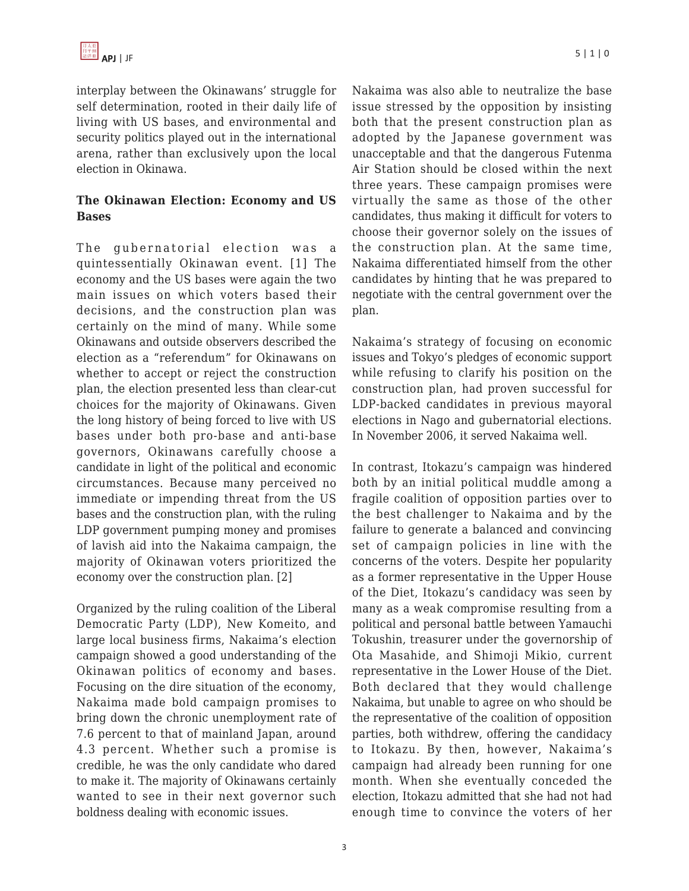interplay between the Okinawans' struggle for self determination, rooted in their daily life of living with US bases, and environmental and security politics played out in the international arena, rather than exclusively upon the local election in Okinawa.

## The Okinawan Election: Economy and US Bases

The gubernatorial election was a quintessentially Okinawan event. [1] The economy and the US bases were again the two main issues on which voters based their decisions, and the construction plan was certainly on the mind of many. While some Okinawans and outside observers described the election as a "referendum" for Okinawans on whether to accept or reject the construction plan, the election presented less than clear-cut choices for the majority of Okinawans. Given the long history of being forced to live with US bases under both pro-base and anti-base governors, Okinawans carefully choose a candidate in light of the political and economic circumstances. Because many perceived no immediate or impending threat from the US bases and the construction plan, with the ruling LDP government pumping money and promises of lavish aid into the Nakaima campaign, the majority of Okinawan voters prioritized the economy over the construction plan. [2]

Organized by the ruling coalition of the Liberal Democratic Party (LDP), New Komeito, and large local business firms, Nakaima's election campaign showed a good understanding of the Okinawan politics of economy and bases. Focusing on the dire situation of the economy, Nakaima made bold campaign promises to bring down the chronic unemployment rate of 7.6 percent to that of mainland Japan, around 4.3 percent. Whether such a promise is credible, he was the only candidate who dared to make it. The majority of Okinawans certainly wanted to see in their next governor such boldness dealing with economic issues.

Nakaima was also able to neutralize the base issue stressed by the opposition by insisting both that the present construction plan as adopted by the Japanese government was unacceptable and that the dangerous Futenma Air Station should be closed within the next three years. These campaign promises were virtually the same as those of the other candidates, thus making it difficult for voters to choose their governor solely on the issues of the construction plan. At the same time, Nakaima differentiated himself from the other candidates by hinting that he was prepared to negotiate with the central government over the plan.

Nakaima's strategy of focusing on economic issues and Tokyo's pledges of economic support while refusing to clarify his position on the construction plan, had proven successful for LDP-backed candidates in previous mayoral elections in Nago and gubernatorial elections. In November 2006, it served Nakaima well.

In contrast, Itokazu's campaign was hindered both by an initial political muddle among a fragile coalition of opposition parties over to the best challenger to Nakaima and by the failure to generate a balanced and convincing set of campaign policies in line with the concerns of the voters. Despite her popularity as a former representative in the Upper House of the Diet, Itokazu's candidacy was seen by many as a weak compromise resulting from a political and personal battle between Yamauchi Tokushin, treasurer under the governorship of Ota Masahide, and Shimoji Mikio, current representative in the Lower House of the Diet. Both declared that they would challenge Nakaima, but unable to agree on who should be the representative of the coalition of opposition parties, both withdrew, offering the candidacy to Itokazu. By then, however, Nakaima's campaign had already been running for one month. When she eventually conceded the election, Itokazu admitted that she had not had enough time to convince the voters of her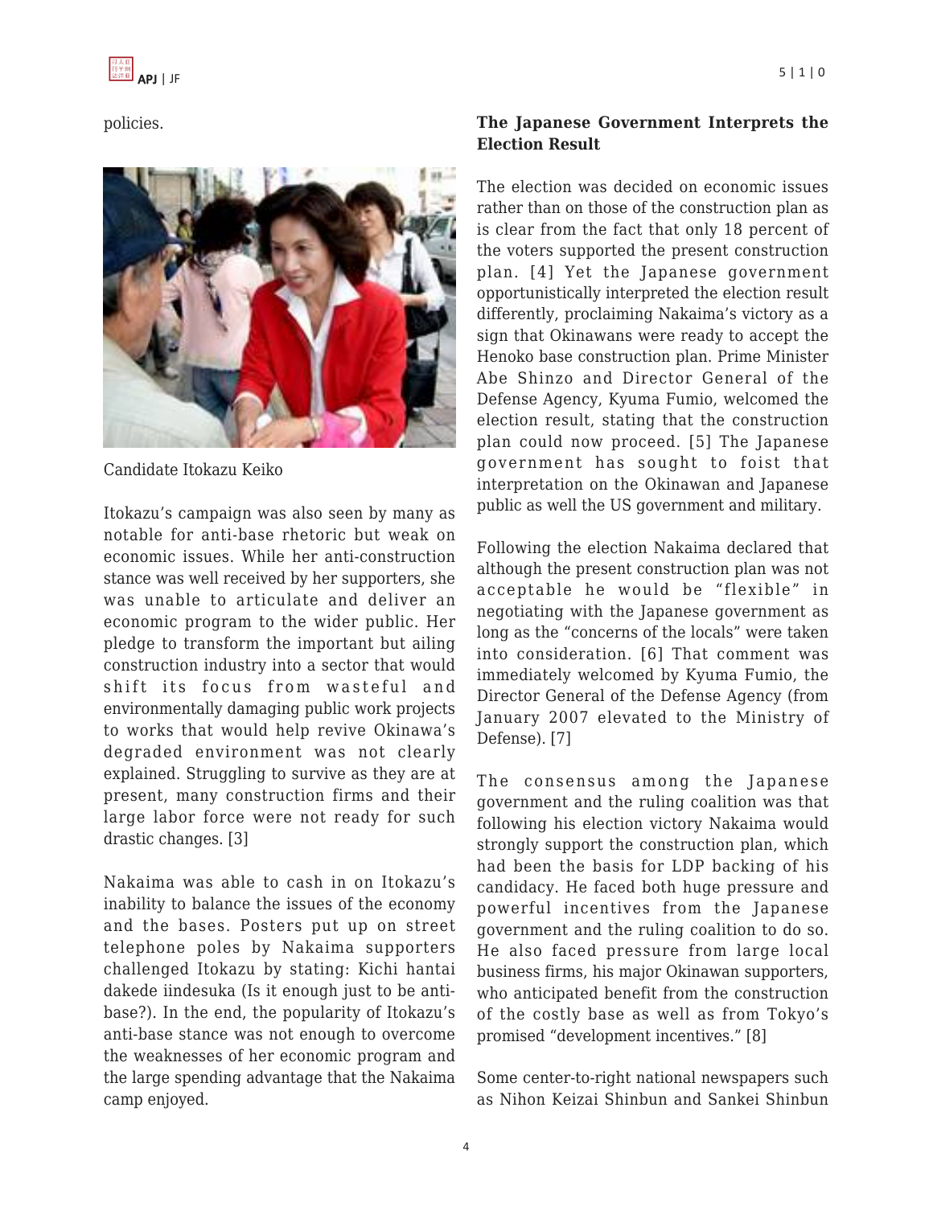policies.

Candidate Itokazu Keiko

Itokazu's campaign was also seen by many as notable for anti-base rhetoric but weak on economic issues. While her anti-construction stance was well received by her supporters, she was unable to articulate and deliver an economic program to the wider public. Her pledge to transform the important but ailing construction industry into a sector that would shift its focus from wasteful and environmentally damaging public work projects to works that would help revive Okinawa's degraded environment was not clearly explained. Struggling to survive as they are at present, many construction firms and their large labor force were not ready for such drastic changes. [3]

Nakaima was able to cash in on Itokazu's inability to balance the issues of the economy and the bases. Posters put up on street telephone poles by Nakaima supporters challenged Itokazu by stating: Kichi hantai dakede iindesuka (Is it enough just to be anti-base?). In the end, the popularity of Itokazu's anti-base stance was not enough to overcome the weaknesses of her economic program and the large spending advantage that the Nakaima camp enjoyed.

**The Japanese Government Interprets the Election Result**

The election was decided on economic issues rather than on those of the construction plan as is clear from the fact that only 18 percent of the voters supported the present construction plan. [4] Yet the Japanese government opportunistically interpreted the election result differently, proclaiming Nakaima's victory as a sign that Okinawans were ready to accept the Henoko base construction plan. Prime Minister Abe Shinzo and Director General of the Defense Agency, Kyuma Fumio, welcomed the election result, stating that the construction plan could now proceed. [5] The Japanese government has sought to foist that interpretation on the Okinawan and Japanese public as well the US government and military.

Following the election Nakaima declared that although the present construction plan was not acceptable he would be "flexible" in negotiating with the Japanese government as long as the "concerns of the locals" were taken into consideration. [6] That comment was immediately welcomed by Kyuma Fumio, the Director General of the Defense Agency (from January 2007 elevated to the Ministry of Defense). [7]

The consensus among the Japanese government and the ruling coalition was that following his election victory Nakaima would strongly support the construction plan, which had been the basis for LDP backing of his candidacy. He faced both huge pressure and powerful incentives from the Japanese government and the ruling coalition to do so. He also faced pressure from large local business firms, his major Okinawan supporters, who anticipated benefit from the construction of the costly base as well as from Tokyo's promised "development incentives." [8]

Some center-to-right national newspapers such as Nihon Keizai Shinbun and Sankei Shinbun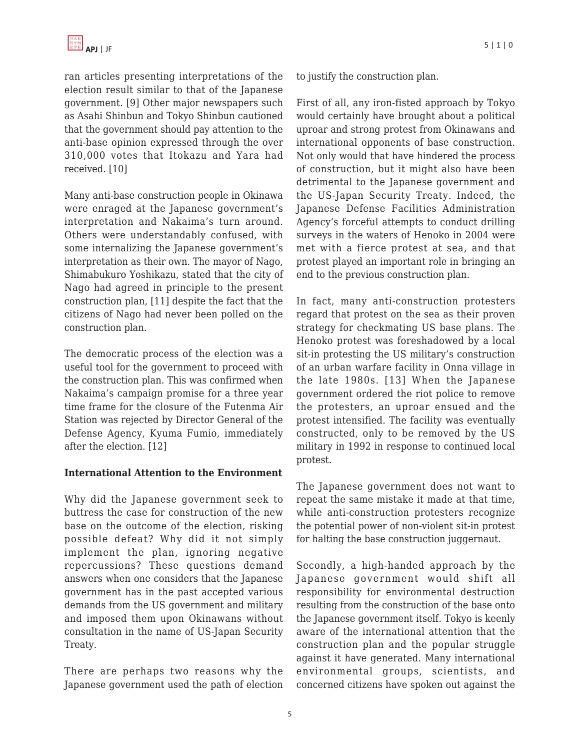ran articles presenting interpretations of the election result similar to that of the Japanese government. [9] Other major newspapers such as Asahi Shinbun and Tokyo Shinbun cautioned that the government should pay attention to the anti-base opinion expressed through the over 310,000 votes that Itokazu and Yara had received. [10]

Many anti-base construction people in Okinawa were enraged at the Japanese government's interpretation and Nakaima's turn around. Others were understandably confused, with some internalizing the Japanese government's interpretation as their own. The mayor of Nago, Shimabukuro Yoshikazu, stated that the city of Nago had agreed in principle to the present construction plan, [11] despite the fact that the citizens of Nago had never been polled on the construction plan.

The democratic process of the election was a useful tool for the government to proceed with the construction plan. This was confirmed when Nakaima's campaign promise for a three year time frame for the closure of the Futenma Air Station was rejected by Director General of the Defense Agency, Kyuma Fumio, immediately after the election. [12]

**International Attention to the Environment**

Why did the Japanese government seek to buttress the case for construction of the new base on the outcome of the election, risking possible defeat? Why did it not simply implement the plan, ignoring negative repercussions? These questions demand answers when one considers that the Japanese government has in the past accepted various demands from the US government and military and imposed them upon Okinawans without consultation in the name of US-Japan Security Treaty.

There are perhaps two reasons why the Japanese government used the path of election to justify the construction plan.

First of all, any iron-fisted approach by Tokyo would certainly have brought about a political uproar and strong protest from Okinawans and international opponents of base construction. Not only would that have hindered the process of construction, but it might also have been detrimental to the Japanese government and the US-Japan Security Treaty. Indeed, the Japanese Defense Facilities Administration Agency's forceful attempts to conduct drilling surveys in the waters of Henoko in 2004 were met with a fierce protest at sea, and that protest played an important role in bringing an end to the previous construction plan.

In fact, many anti-construction protesters regard that protest on the sea as their proven strategy for checkmating US base plans. The Henoko protest was foreshadowed by a local sit-in protesting the US military's construction of an urban warfare facility in Onna village in the late 1980s. [13] When the Japanese government ordered the riot police to remove the protesters, an uproar ensued and the protest intensified. The facility was eventually constructed, only to be removed by the US military in 1992 in response to continued local protest.

The Japanese government does not want to repeat the same mistake it made at that time, while anti-construction protesters recognize the potential power of non-violent sit-in protest for halting the base construction juggernaut.

Secondly, a high-handed approach by the Japanese government would shift all responsibility for environmental destruction resulting from the construction of the base onto the Japanese government itself. Tokyo is keenly aware of the international attention that the construction plan and the popular struggle against it have generated. Many international environmental groups, scientists, and concerned citizens have spoken out against the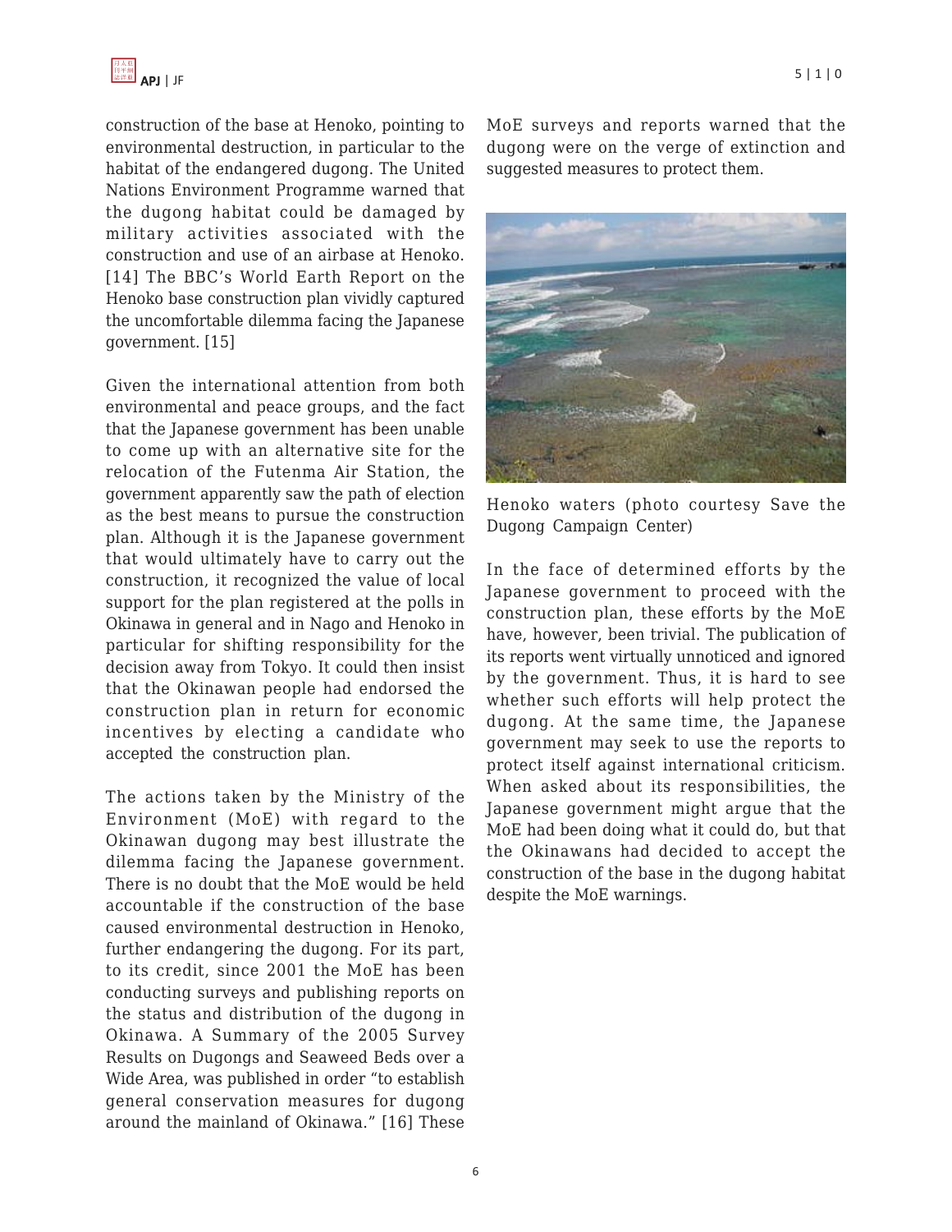construction of the base at Henoko, pointing to environmental destruction, in particular to the habitat of the endangered dugong. The United Nations Environment Programme warned that the dugong habitat could be damaged by military activities associated with the construction and use of an airbase at Henoko. [14] The BBC's World Earth Report on the Henoko base construction plan vividly captured the uncomfortable dilemma facing the Japanese government. [15]

Given the international attention from both environmental and peace groups, and the fact that the Japanese government has been unable to come up with an alternative site for the relocation of the Futenma Air Station, the government apparently saw the path of election as the best means to pursue the construction plan. Although it is the Japanese government that would ultimately have to carry out the construction, it recognized the value of local support for the plan registered at the polls in Okinawa in general and in Nago and Henoko in particular for shifting responsibility for the decision away from Tokyo. It could then insist that the Okinawan people had endorsed the construction plan in return for economic incentives by electing a candidate who accepted the construction plan.

The actions taken by the Ministry of the Environment (MoE) with regard to the Okinawan dugong may best illustrate the dilemma facing the Japanese government. There is no doubt that the MoE would be held accountable if the construction of the base caused environmental destruction in Henoko, further endangering the dugong. For its part, to its credit, since 2001 the MoE has been conducting surveys and publishing reports on the status and distribution of the dugong in Okinawa. A Summary of the 2005 Survey Results on Dugongs and Seaweed Beds over a Wide Area, was published in order "to establish general conservation measures for dugong around the mainland of Okinawa." [16] These MoE surveys and reports warned that the dugong were on the verge of extinction and suggested measures to protect them.

Henoko waters (photo courtesy Save the Dugong Campaign Center)

In the face of determined efforts by the Japanese government to proceed with the construction plan, these efforts by the MoE have, however, been trivial. The publication of its reports went virtually unnoticed and ignored by the government. Thus, it is hard to see whether such efforts will help protect the dugong. At the same time, the Japanese government may seek to use the reports to protect itself against international criticism. When asked about its responsibilities, the Japanese government might argue that the MoE had been doing what it could do, but that the Okinawans had decided to accept the construction of the base in the dugong habitat despite the MoE warnings.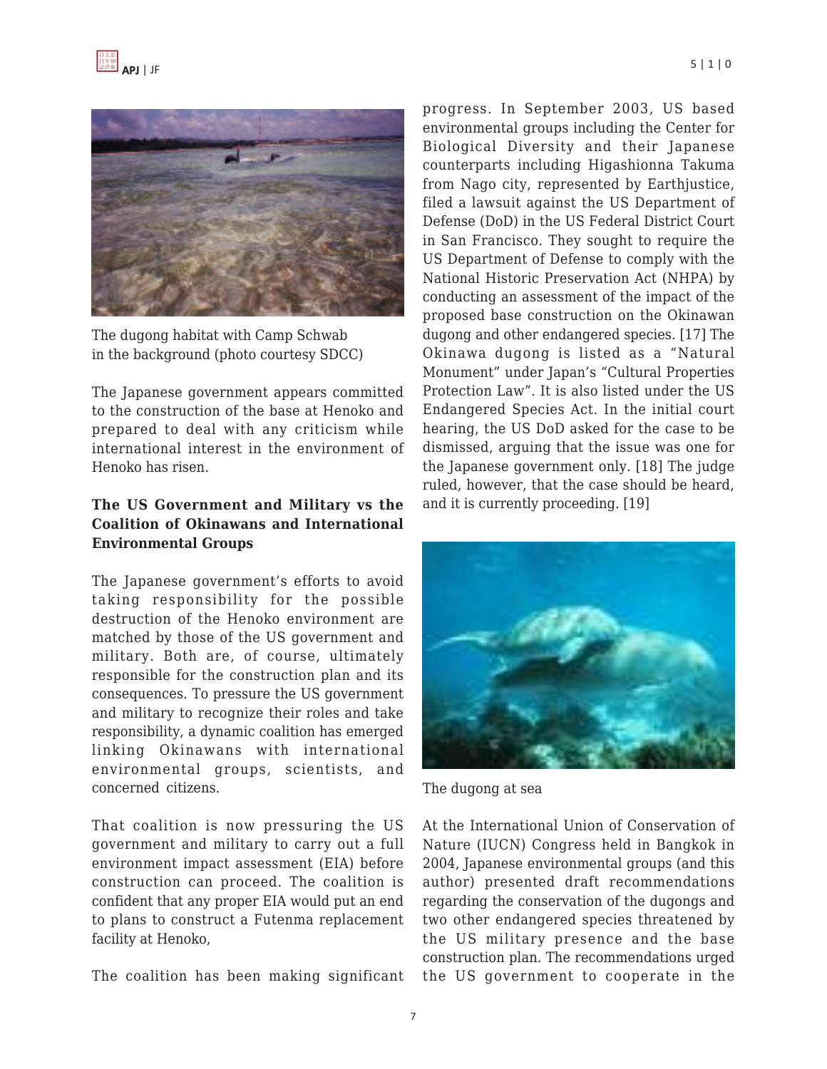The dugong habitat with Camp Schwab in the background (photo courtesy SDCC)

The Japanese government appears committed to the construction of the base at Henoko and prepared to deal with any criticism while international interest in the environment of Henoko has risen.

**The US Government and Military vs the Coalition of Okinawans and International Environmental Groups**

The Japanese government's efforts to avoid taking responsibility for the possible destruction of the Henoko environment are matched by those of the US government and military. Both are, of course, ultimately responsible for the construction plan and its consequences. To pressure the US government and military to recognize their roles and take responsibility, a dynamic coalition has emerged linking Okinawans with international environmental groups, scientists, and concerned citizens.

That coalition is now pressuring the US government and military to carry out a full environment impact assessment (EIA) before construction can proceed. The coalition is confident that any proper EIA would put an end to plans to construct a Futenma replacement facility at Henoko,

The coalition has been making significant progress. In September 2003, US based environmental groups including the Center for Biological Diversity and their Japanese counterparts including Higashionna Takuma from Nago city, represented by Earthjustice, filed a lawsuit against the US Department of Defense (DoD) in the US Federal District Court in San Francisco. They sought to require the US Department of Defense to comply with the National Historic Preservation Act (NHPA) by conducting an assessment of the impact of the proposed base construction on the Okinawan dugong and other endangered species. [17] The Okinawa dugong is listed as a "Natural Monument" under Japan's "Cultural Properties Protection Law". It is also listed under the US Endangered Species Act. In the initial court hearing, the US DoD asked for the case to be dismissed, arguing that the issue was one for the Japanese government only. [18] The judge ruled, however, that the case should be heard, and it is currently proceeding. [19]

The dugong at sea

At the International Union of Conservation of Nature (IUCN) Congress held in Bangkok in 2004, Japanese environmental groups (and this author) presented draft recommendations regarding the conservation of the dugongs and two other endangered species threatened by the US military presence and the base construction plan. The recommendations urged the US government to cooperate in the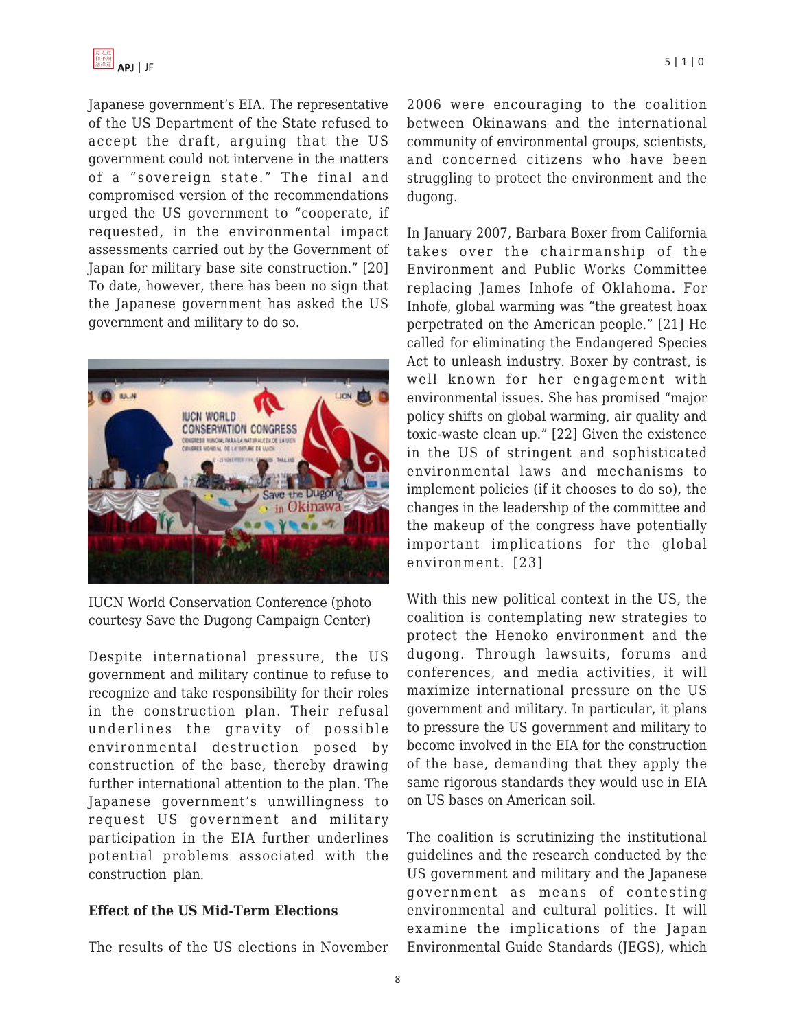Japanese government's EIA. The representative of the US Department of the State refused to accept the draft, arguing that the US government could not intervene in the matters of a "sovereign state." The final and compromised version of the recommendations urged the US government to "cooperate, if requested, in the environmental impact assessments carried out by the Government of Japan for military base site construction." [20] To date, however, there has been no sign that the Japanese government has asked the US government and military to do so.

IUCN World Conservation Conference (photo courtesy Save the Dugong Campaign Center)

Despite international pressure, the US government and military continue to refuse to recognize and take responsibility for their roles in the construction plan. Their refusal underlines the gravity of possible environmental destruction posed by construction of the base, thereby drawing further international attention to the plan. The Japanese government's unwillingness to request US government and military participation in the EIA further underlines potential problems associated with the construction plan.

**Effect of the US Mid-Term Elections**

The results of the US elections in November 2006 were encouraging to the coalition between Okinawans and the international community of environmental groups, scientists, and concerned citizens who have been struggling to protect the environment and the dugong.

In January 2007, Barbara Boxer from California takes over the chairmanship of the Environment and Public Works Committee replacing James Inhofe of Oklahoma. For Inhofe, global warming was "the greatest hoax perpetrated on the American people." [21] He called for eliminating the Endangered Species Act to unleash industry. Boxer by contrast, is well known for her engagement with environmental issues. She has promised "major policy shifts on global warming, air quality and toxic-waste clean up." [22] Given the existence in the US of stringent and sophisticated environmental laws and mechanisms to implement policies (if it chooses to do so), the changes in the leadership of the committee and the makeup of the congress have potentially important implications for the global environment. [23]

With this new political context in the US, the coalition is contemplating new strategies to protect the Henoko environment and the dugong. Through lawsuits, forums and conferences, and media activities, it will maximize international pressure on the US government and military. In particular, it plans to pressure the US government and military to become involved in the EIA for the construction of the base, demanding that they apply the same rigorous standards they would use in EIA on US bases on American soil.

The coalition is scrutinizing the institutional guidelines and the research conducted by the US government and military and the Japanese government as means of contesting environmental and cultural politics. It will examine the implications of the Japan Environmental Guide Standards (JEGS), which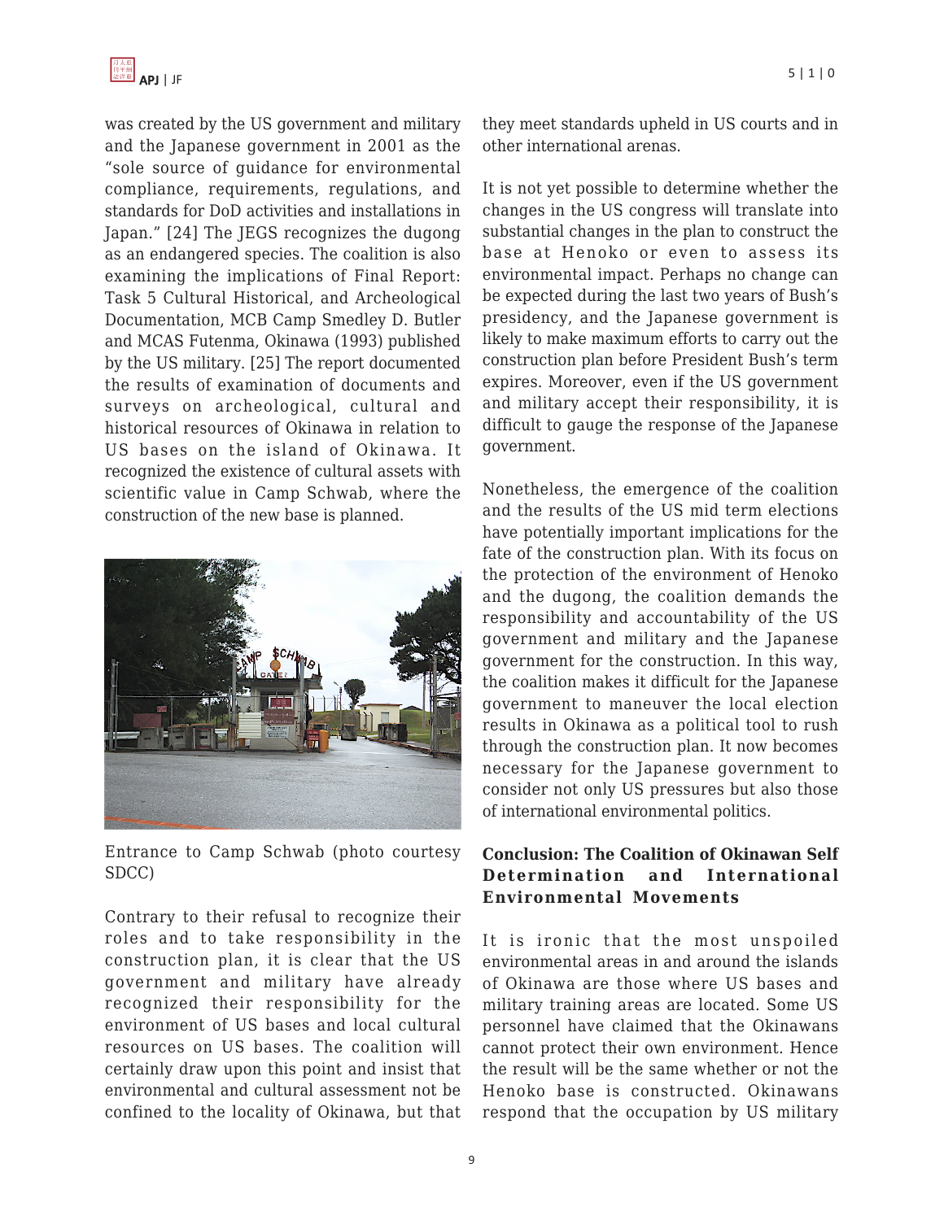was created by the US government and military and the Japanese government in 2001 as the "sole source of guidance for environmental compliance, requirements, regulations, and standards for DoD activities and installations in Japan." [24] The JEGS recognizes the dugong as an endangered species. The coalition is also examining the implications of Final Report: Task 5 Cultural Historical, and Archeological Documentation, MCB Camp Smedley D. Butler and MCAS Futenma, Okinawa (1993) published by the US military. [25] The report documented the results of examination of documents and surveys on archeological, cultural and historical resources of Okinawa in relation to US bases on the island of Okinawa. It recognized the existence of cultural assets with scientific value in Camp Schwab, where the construction of the new base is planned.

Entrance to Camp Schwab (photo courtesy SDCC)

Contrary to their refusal to recognize their roles and to take responsibility in the construction plan, it is clear that the US government and military have already recognized their responsibility for the environment of US bases and local cultural resources on US bases. The coalition will certainly draw upon this point and insist that environmental and cultural assessment not be confined to the locality of Okinawa, but that they meet standards upheld in US courts and in other international arenas.

It is not yet possible to determine whether the changes in the US congress will translate into substantial changes in the plan to construct the base at Henoko or even to assess its environmental impact. Perhaps no change can be expected during the last two years of Bush's presidency, and the Japanese government is likely to make maximum efforts to carry out the construction plan before President Bush's term expires. Moreover, even if the US government and military accept their responsibility, it is difficult to gauge the response of the Japanese government.

Nonetheless, the emergence of the coalition and the results of the US mid term elections have potentially important implications for the fate of the construction plan. With its focus on the protection of the environment of Henoko and the dugong, the coalition demands the responsibility and accountability of the US government and military and the Japanese government for the construction. In this way, the coalition makes it difficult for the Japanese government to maneuver the local election results in Okinawa as a political tool to rush through the construction plan. It now becomes necessary for the Japanese government to consider not only US pressures but also those of international environmental politics.

## Conclusion: The Coalition of Okinawan Self Determination and International Environmental Movements

It is ironic that the most unspoiled environmental areas in and around the islands of Okinawa are those where US bases and military training areas are located. Some US personnel have claimed that the Okinawans cannot protect their own environment. Hence the result will be the same whether or not the Henoko base is constructed. Okinawans respond that the occupation by US military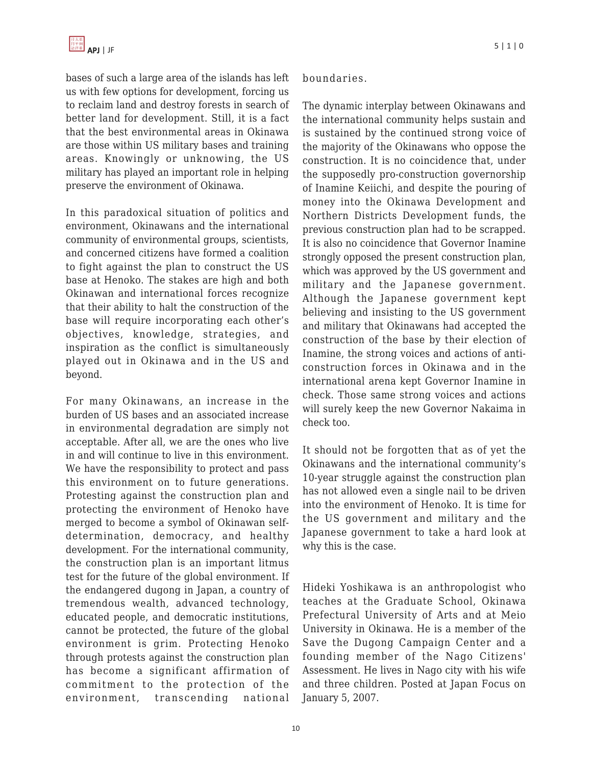bases of such a large area of the islands has left us with few options for development, forcing us to reclaim land and destroy forests in search of better land for development. Still, it is a fact that the best environmental areas in Okinawa are those within US military bases and training areas. Knowingly or unknowing, the US military has played an important role in helping preserve the environment of Okinawa.

In this paradoxical situation of politics and environment, Okinawans and the international community of environmental groups, scientists, and concerned citizens have formed a coalition to fight against the plan to construct the US base at Henoko. The stakes are high and both Okinawan and international forces recognize that their ability to halt the construction of the base will require incorporating each other's objectives, knowledge, strategies, and inspiration as the conflict is simultaneously played out in Okinawa and in the US and beyond.

For many Okinawans, an increase in the burden of US bases and an associated increase in environmental degradation are simply not acceptable. After all, we are the ones who live in and will continue to live in this environment. We have the responsibility to protect and pass this environment on to future generations. Protesting against the construction plan and protecting the environment of Henoko have merged to become a symbol of Okinawan self-determination, democracy, and healthy development. For the international community, the construction plan is an important litmus test for the future of the global environment. If the endangered dugong in Japan, a country of tremendous wealth, advanced technology, educated people, and democratic institutions, cannot be protected, the future of the global environment is grim. Protecting Henoko through protests against the construction plan has become a significant affirmation of commitment to the protection of the environment, transcending national boundaries.

The dynamic interplay between Okinawans and the international community helps sustain and is sustained by the continued strong voice of the majority of the Okinawans who oppose the construction. It is no coincidence that, under the supposedly pro-construction governorship of Inamine Keiichi, and despite the pouring of money into the Okinawa Development and Northern Districts Development funds, the previous construction plan had to be scrapped. It is also no coincidence that Governor Inamine strongly opposed the present construction plan, which was approved by the US government and military and the Japanese government. Although the Japanese government kept believing and insisting to the US government and military that Okinawans had accepted the construction of the base by their election of Inamine, the strong voices and actions of anti-construction forces in Okinawa and in the international arena kept Governor Inamine in check. Those same strong voices and actions will surely keep the new Governor Nakaima in check too.

It should not be forgotten that as of yet the Okinawans and the international community's 10-year struggle against the construction plan has not allowed even a single nail to be driven into the environment of Henoko. It is time for the US government and military and the Japanese government to take a hard look at why this is the case.

Hideki Yoshikawa is an anthropologist who teaches at the Graduate School, Okinawa Prefectural University of Arts and at Meio University in Okinawa. He is a member of the Save the Dugong Campaign Center and a founding member of the Nago Citizens' Assessment. He lives in Nago city with his wife and three children. Posted at Japan Focus on January 5, 2007.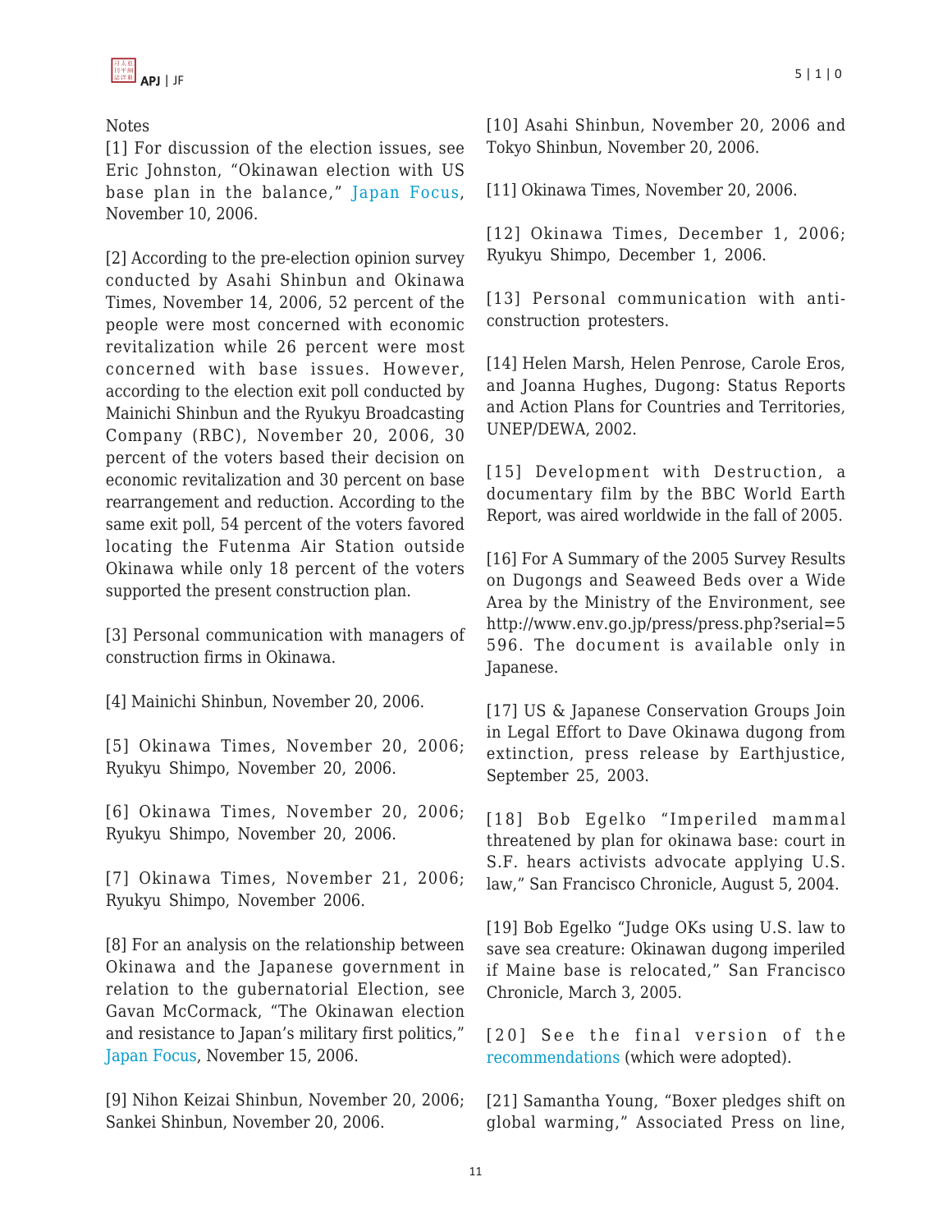Notes

[1] For discussion of the election issues, see Eric Johnston, "Okinawan election with US base plan in the balance," Japan Focus, November 10, 2006.

[2] According to the pre-election opinion survey conducted by Asahi Shinbun and Okinawa Times, November 14, 2006, 52 percent of the people were most concerned with economic revitalization while 26 percent were most concerned with base issues. However, according to the election exit poll conducted by Mainichi Shinbun and the Ryukyu Broadcasting Company (RBC), November 20, 2006, 30 percent of the voters based their decision on economic revitalization and 30 percent on base rearrangement and reduction. According to the same exit poll, 54 percent of the voters favored locating the Futenma Air Station outside Okinawa while only 18 percent of the voters supported the present construction plan.

[3] Personal communication with managers of construction firms in Okinawa.

[4] Mainichi Shinbun, November 20, 2006.

[5] Okinawa Times, November 20, 2006; Ryukyu Shimpo, November 20, 2006.

[6] Okinawa Times, November 20, 2006; Ryukyu Shimpo, November 20, 2006.

[7] Okinawa Times, November 21, 2006; Ryukyu Shimpo, November 2006.

[8] For an analysis on the relationship between Okinawa and the Japanese government in relation to the gubernatorial Election, see Gavan McCormack, "The Okinawan election and resistance to Japan's military first politics," Japan Focus, November 15, 2006.

[9] Nihon Keizai Shinbun, November 20, 2006; Sankei Shinbun, November 20, 2006.

[10] Asahi Shinbun, November 20, 2006 and Tokyo Shinbun, November 20, 2006.

[11] Okinawa Times, November 20, 2006.

[12] Okinawa Times, December 1, 2006; Ryukyu Shimpo, December 1, 2006.

[13] Personal communication with anti-construction protesters.

[14] Helen Marsh, Helen Penrose, Carole Eros, and Joanna Hughes, Dugong: Status Reports and Action Plans for Countries and Territories, UNEP/DEWA, 2002.

[15] Development with Destruction, a documentary film by the BBC World Earth Report, was aired worldwide in the fall of 2005.

[16] For A Summary of the 2005 Survey Results on Dugongs and Seaweed Beds over a Wide Area by the Ministry of the Environment, see http://www.env.go.jp/press/press.php?serial=5596. The document is available only in Japanese.

[17] US & Japanese Conservation Groups Join in Legal Effort to Dave Okinawa dugong from extinction, press release by Earthjustice, September 25, 2003.

[18] Bob Egelko "Imperiled mammal threatened by plan for okinawa base: court in S.F. hears activists advocate applying U.S. law," San Francisco Chronicle, August 5, 2004.

[19] Bob Egelko "Judge OKs using U.S. law to save sea creature: Okinawan dugong imperiled if Maine base is relocated," San Francisco Chronicle, March 3, 2005.

[20] See the final version of the recommendations (which were adopted).

[21] Samantha Young, "Boxer pledges shift on global warming," Associated Press on line,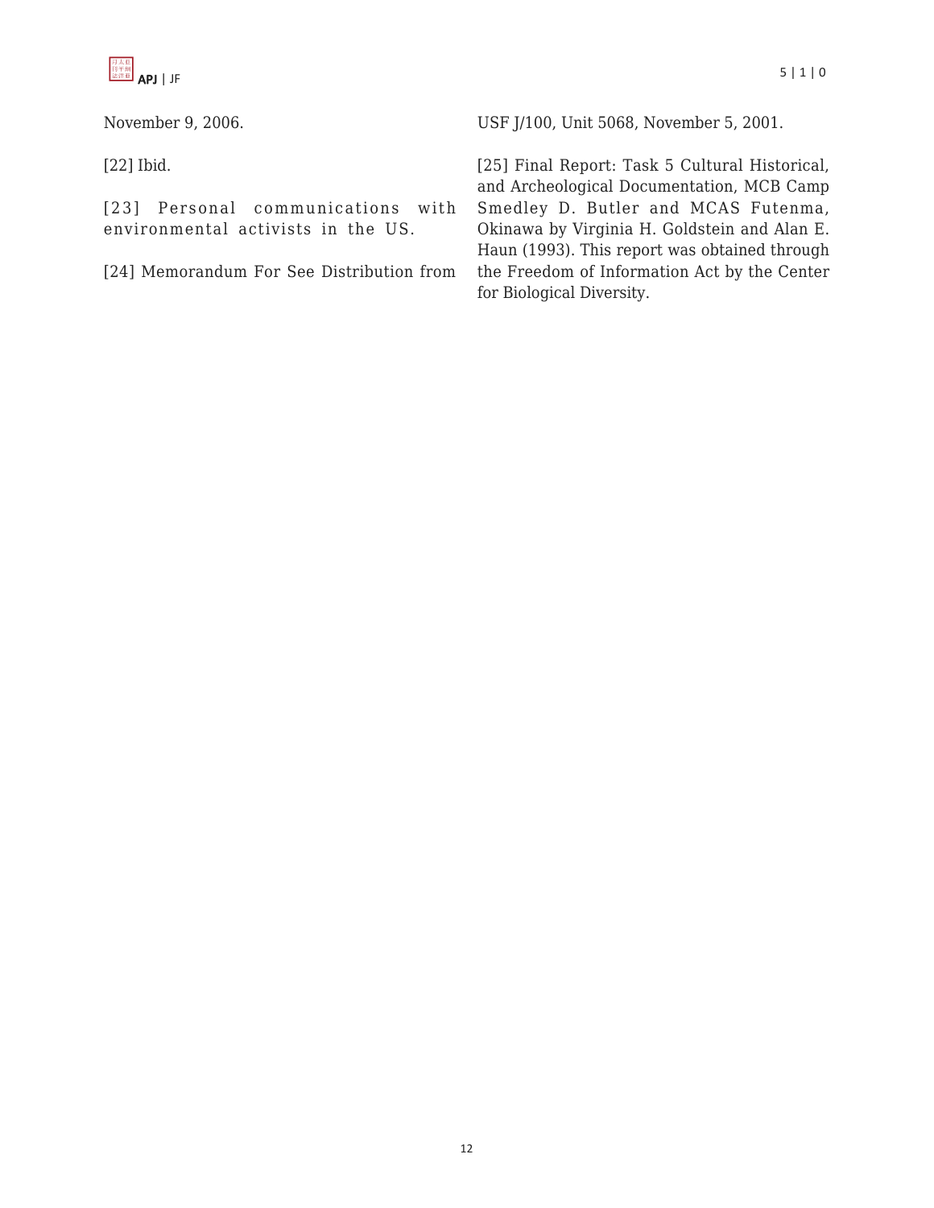November 9, 2006.

[22] Ibid.

[23] Personal communications with environmental activists in the US.

[24] Memorandum For See Distribution from USF J/100, Unit 5068, November 5, 2001.

[25] Final Report: Task 5 Cultural Historical, and Archeological Documentation, MCB Camp Smedley D. Butler and MCAS Futenma, Okinawa by Virginia H. Goldstein and Alan E. Haun (1993). This report was obtained through the Freedom of Information Act by the Center for Biological Diversity.